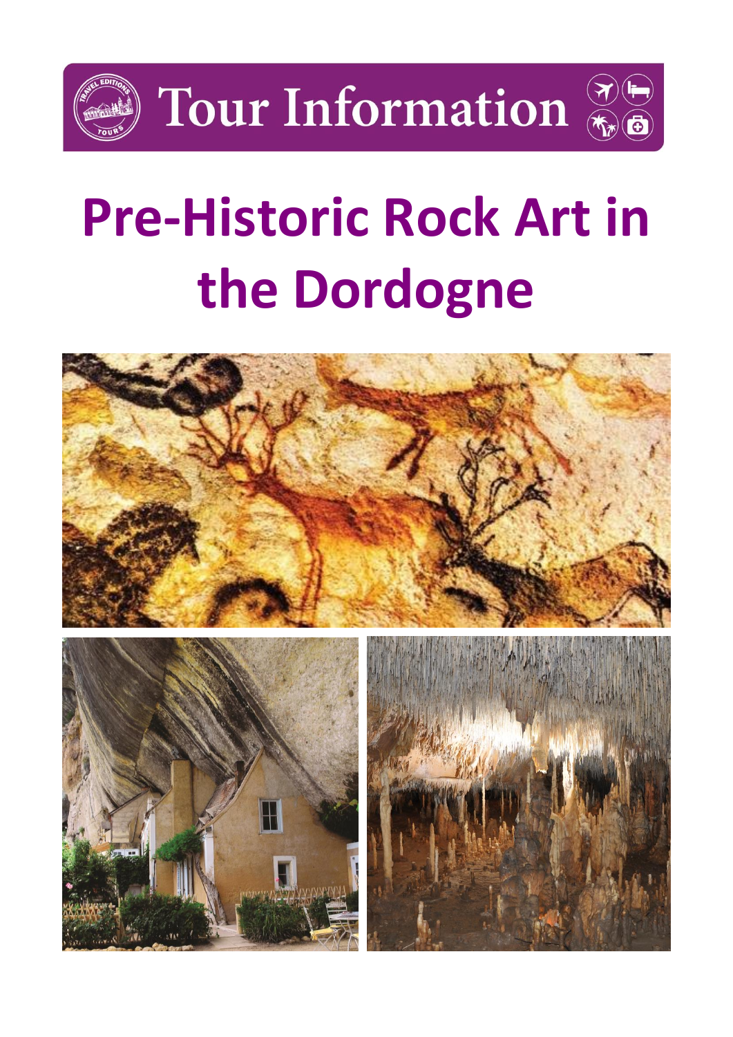Tour Information

# Pre-Historic Rock Art in the Dordogne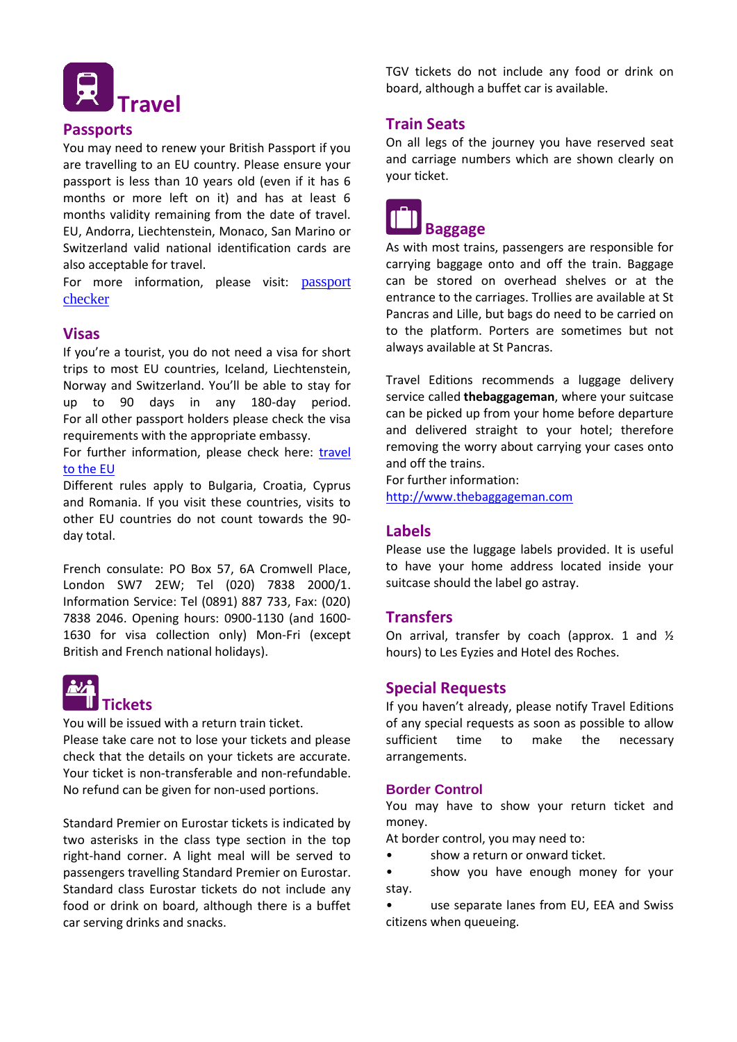# Travel

## Passports

You may need to renew your British Passport if you are travelling to an EU country. Please ensure your passport is less than 10 years old (even if it has 6 months or more left on it) and has at least 6 months validity remaining from the date of travel. EU, Andorra, Liechtenstein, Monaco, San Marino or Switzerland valid national identification cards are also acceptable for travel.

For more information, please visit: [passport checker]()

## Visas

If you're a tourist, you do not need a visa for short trips to most EU countries, Iceland, Liechtenstein, Norway and Switzerland. You'll be able to stay for up to 90 days in any 180-day period. For all other passport holders please check the visa requirements with the appropriate embassy.

For further information, please check here: [travel to the EU]()

Different rules apply to Bulgaria, Croatia, Cyprus and Romania. If you visit these countries, visits to other EU countries do not count towards the 90-day total.

French consulate: PO Box 57, 6A Cromwell Place, London SW7 2EW; Tel (020) 7838 2000/1. Information Service: Tel (0891) 887 733, Fax: (020) 7838 2046. Opening hours: 0900-1130 (and 1600-1630 for visa collection only) Mon-Fri (except British and French national holidays).

## Tickets

You will be issued with a return train ticket.

Please take care not to lose your tickets and please check that the details on your tickets are accurate. Your ticket is non-transferable and non-refundable. No refund can be given for non-used portions.

Standard Premier on Eurostar tickets is indicated by two asterisks in the class type section in the top right-hand corner. A light meal will be served to passengers travelling Standard Premier on Eurostar. Standard class Eurostar tickets do not include any food or drink on board, although there is a buffet car serving drinks and snacks.

TGV tickets do not include any food or drink on board, although a buffet car is available.

## Train Seats

On all legs of the journey you have reserved seat and carriage numbers which are shown clearly on your ticket.

## Baggage

As with most trains, passengers are responsible for carrying baggage onto and off the train. Baggage can be stored on overhead shelves or at the entrance to the carriages. Trolleys are available at St Pancras and Lille, but bags do need to be carried on to the platform. Porters are sometimes but not always available at St Pancras.

Travel Editions recommends a luggage delivery service called **thebaggageman**, where your suitcase can be picked up from your home before departure and delivered straight to your hotel; therefore removing the worry about carrying your cases onto and off the trains.

For further information:

[http://www.thebaggageman.com](http://www.thebaggageman.com)

## Labels

Please use the luggage labels provided. It is useful to have your home address located inside your suitcase should the label go astray.

## Transfers

On arrival, transfer by coach (approx. 1 and ½ hours) to Les Eyzies and Hotel des Roches.

## Special Requests

If you haven't already, please notify Travel Editions of any special requests as soon as possible to allow sufficient time to make the necessary arrangements.

### Border Control

You may have to show your return ticket and money.

At border control, you may need to:

- show a return or onward ticket.
- show you have enough money for your stay.
- use separate lanes from EU, EEA and Swiss citizens when queueing.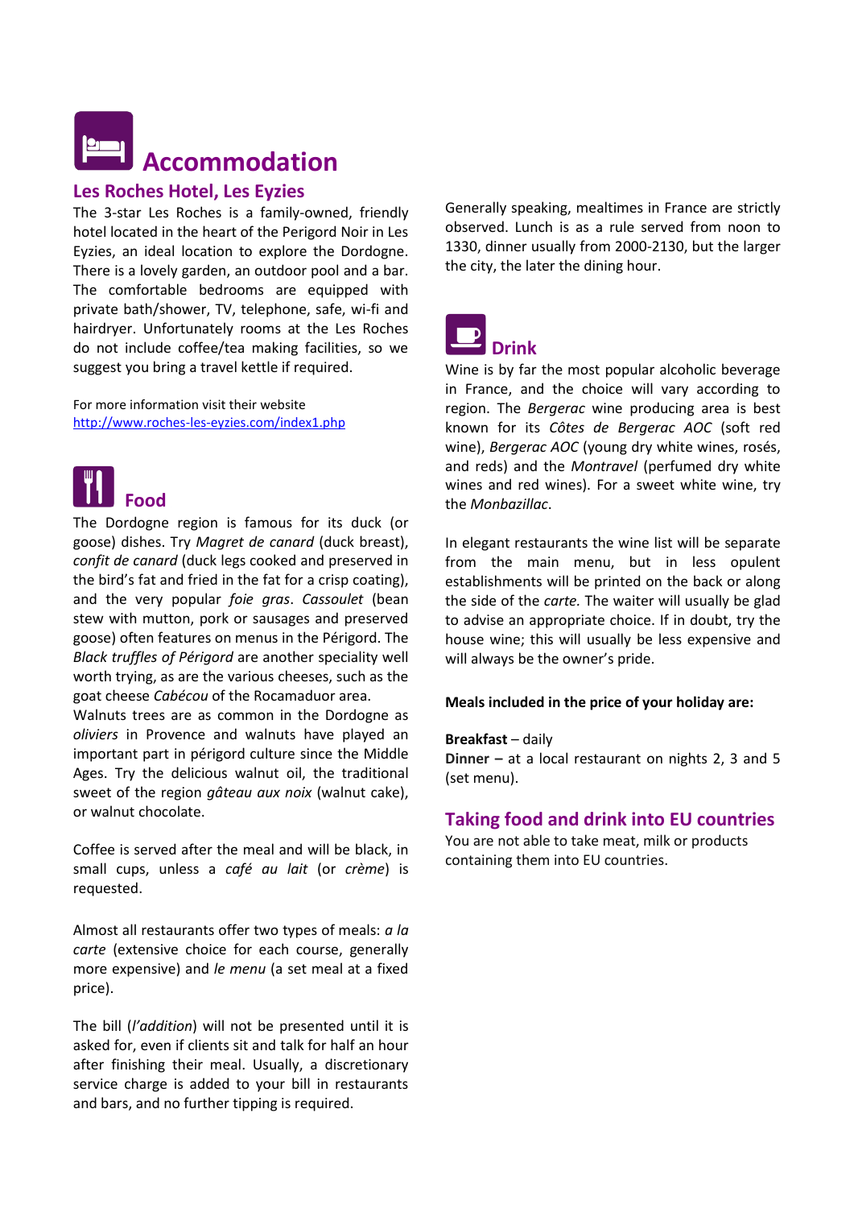# Accommodation

## Les Roches Hotel, Les Eyzies

The 3-star Les Roches is a family-owned, friendly hotel located in the heart of the Perigord Noir in Les Eyzies, an ideal location to explore the Dordogne. There is a lovely garden, an outdoor pool and a bar. The comfortable bedrooms are equipped with private bath/shower, TV, telephone, safe, wi-fi and hairdryer. Unfortunately rooms at the Les Roches do not include coffee/tea making facilities, so we suggest you bring a travel kettle if required.

For more information visit their website
http://www.roches-les-eyzies.com/index1.php

# Food

The Dordogne region is famous for its duck (or goose) dishes. Try *Magret de canard* (duck breast), *confit de canard* (duck legs cooked and preserved in the bird's fat and fried in the fat for a crisp coating), and the very popular *foie gras*. *Cassoulet* (bean stew with mutton, pork or sausages and preserved goose) often features on menus in the Périgord. The *Black truffles of Périgord* are another speciality well worth trying, as are the various cheeses, such as the goat cheese *Cabécou* of the Rocamaduor area.

Walnuts trees are as common in the Dordogne as *oliviers* in Provence and walnuts have played an important part in périgord culture since the Middle Ages. Try the delicious walnut oil, the traditional sweet of the region *gâteau aux noix* (walnut cake), or walnut chocolate.

Coffee is served after the meal and will be black, in small cups, unless a *café au lait* (or *crème*) is requested.

Almost all restaurants offer two types of meals: *a la carte* (extensive choice for each course, generally more expensive) and *le menu* (a set meal at a fixed price).

The bill (*l'addition*) will not be presented until it is asked for, even if clients sit and talk for half an hour after finishing their meal. Usually, a discretionary service charge is added to your bill in restaurants and bars, and no further tipping is required.

Generally speaking, mealtimes in France are strictly observed. Lunch is as a rule served from noon to 1330, dinner usually from 2000-2130, but the larger the city, the later the dining hour.

# Drink

Wine is by far the most popular alcoholic beverage in France, and the choice will vary according to region. The *Bergerac* wine producing area is best known for its *Côtes de Bergerac AOC* (soft red wine), *Bergerac AOC* (young dry white wines, rosés, and reds) and the *Montravel* (perfumed dry white wines and red wines). For a sweet white wine, try the *Monbazillac*.

In elegant restaurants the wine list will be separate from the main menu, but in less opulent establishments will be printed on the back or along the side of the *carte.* The waiter will usually be glad to advise an appropriate choice. If in doubt, try the house wine; this will usually be less expensive and will always be the owner's pride.

**Meals included in the price of your holiday are:**

**Breakfast** – daily
**Dinner –** at a local restaurant on nights 2, 3 and 5 (set menu).

## Taking food and drink into EU countries

You are not able to take meat, milk or products containing them into EU countries.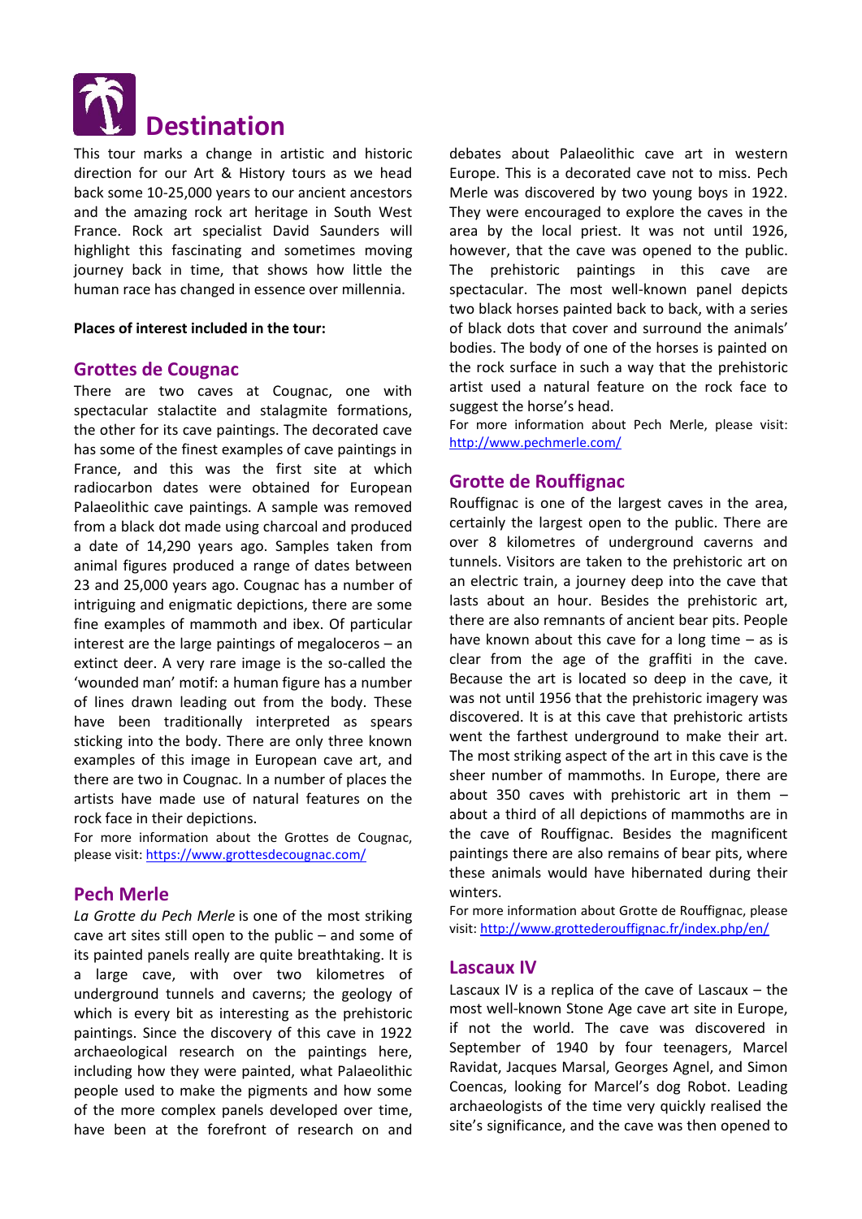# Destination

This tour marks a change in artistic and historic direction for our Art & History tours as we head back some 10-25,000 years to our ancient ancestors and the amazing rock art heritage in South West France. Rock art specialist David Saunders will highlight this fascinating and sometimes moving journey back in time, that shows how little the human race has changed in essence over millennia.

**Places of interest included in the tour:**

## Grottes de Cougnac

There are two caves at Cougnac, one with spectacular stalactite and stalagmite formations, the other for its cave paintings. The decorated cave has some of the finest examples of cave paintings in France, and this was the first site at which radiocarbon dates were obtained for European Palaeolithic cave paintings. A sample was removed from a black dot made using charcoal and produced a date of 14,290 years ago. Samples taken from animal figures produced a range of dates between 23 and 25,000 years ago. Cougnac has a number of intriguing and enigmatic depictions, there are some fine examples of mammoth and ibex. Of particular interest are the large paintings of megaloceros – an extinct deer. A very rare image is the so-called the 'wounded man' motif: a human figure has a number of lines drawn leading out from the body. These have been traditionally interpreted as spears sticking into the body. There are only three known examples of this image in European cave art, and there are two in Cougnac. In a number of places the artists have made use of natural features on the rock face in their depictions.

For more information about the Grottes de Cougnac, please visit: https://www.grottesdecougnac.com/

## Pech Merle

*La Grotte du Pech Merle* is one of the most striking cave art sites still open to the public – and some of its painted panels really are quite breathtaking. It is a large cave, with over two kilometres of underground tunnels and caverns; the geology of which is every bit as interesting as the prehistoric paintings. Since the discovery of this cave in 1922 archaeological research on the paintings here, including how they were painted, what Palaeolithic people used to make the pigments and how some of the more complex panels developed over time, have been at the forefront of research on and debates about Palaeolithic cave art in western Europe. This is a decorated cave not to miss. Pech Merle was discovered by two young boys in 1922. They were encouraged to explore the caves in the area by the local priest. It was not until 1926, however, that the cave was opened to the public. The prehistoric paintings in this cave are spectacular. The most well-known panel depicts two black horses painted back to back, with a series of black dots that cover and surround the animals' bodies. The body of one of the horses is painted on the rock surface in such a way that the prehistoric artist used a natural feature on the rock face to suggest the horse's head.

For more information about Pech Merle, please visit: http://www.pechmerle.com/

## Grotte de Rouffignac

Rouffignac is one of the largest caves in the area, certainly the largest open to the public. There are over 8 kilometres of underground caverns and tunnels. Visitors are taken to the prehistoric art on an electric train, a journey deep into the cave that lasts about an hour. Besides the prehistoric art, there are also remnants of ancient bear pits. People have known about this cave for a long time – as is clear from the age of the graffiti in the cave. Because the art is located so deep in the cave, it was not until 1956 that the prehistoric imagery was discovered. It is at this cave that prehistoric artists went the farthest underground to make their art. The most striking aspect of the art in this cave is the sheer number of mammoths. In Europe, there are about 350 caves with prehistoric art in them – about a third of all depictions of mammoths are in the cave of Rouffignac. Besides the magnificent paintings there are also remains of bear pits, where these animals would have hibernated during their winters.

For more information about Grotte de Rouffignac, please visit: http://www.grottederouffignac.fr/index.php/en/

## Lascaux IV

Lascaux IV is a replica of the cave of Lascaux – the most well-known Stone Age cave art site in Europe, if not the world. The cave was discovered in September of 1940 by four teenagers, Marcel Ravidat, Jacques Marsal, Georges Agnel, and Simon Coencas, looking for Marcel's dog Robot. Leading archaeologists of the time very quickly realised the site's significance, and the cave was then opened to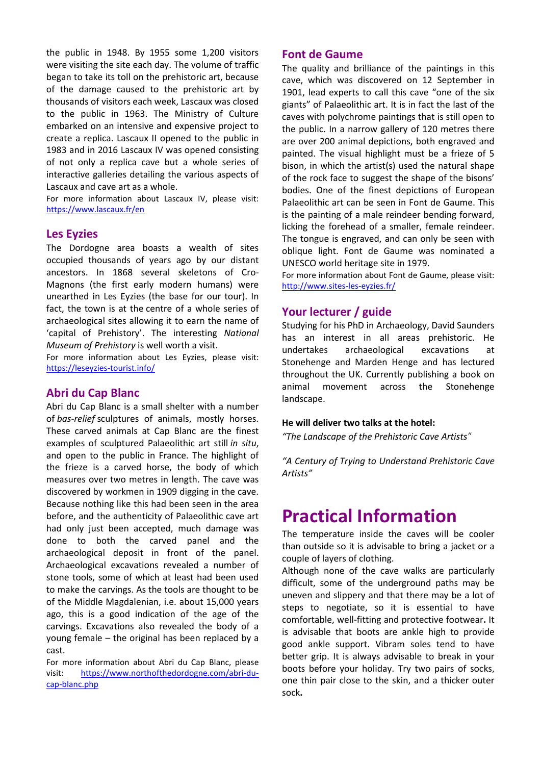the public in 1948. By 1955 some 1,200 visitors were visiting the site each day. The volume of traffic began to take its toll on the prehistoric art, because of the damage caused to the prehistoric art by thousands of visitors each week, Lascaux was closed to the public in 1963. The Ministry of Culture embarked on an intensive and expensive project to create a replica. Lascaux II opened to the public in 1983 and in 2016 Lascaux IV was opened consisting of not only a replica cave but a whole series of interactive galleries detailing the various aspects of Lascaux and cave art as a whole.

For more information about Lascaux IV, please visit: https://www.lascaux.fr/en

## Les Eyzies

The Dordogne area boasts a wealth of sites occupied thousands of years ago by our distant ancestors. In 1868 several skeletons of Cro-Magnons (the first early modern humans) were unearthed in Les Eyzies (the base for our tour). In fact, the town is at the centre of a whole series of archaeological sites allowing it to earn the name of 'capital of Prehistory'. The interesting *National Museum of Prehistory* is well worth a visit.

For more information about Les Eyzies, please visit: https://leseyzies-tourist.info/

## Abri du Cap Blanc

Abri du Cap Blanc is a small shelter with a number of *bas-relief* sculptures of animals, mostly horses. These carved animals at Cap Blanc are the finest examples of sculptured Palaeolithic art still *in situ*, and open to the public in France. The highlight of the frieze is a carved horse, the body of which measures over two metres in length. The cave was discovered by workmen in 1909 digging in the cave. Because nothing like this had been seen in the area before, and the authenticity of Palaeolithic cave art had only just been accepted, much damage was done to both the carved panel and the archaeological deposit in front of the panel. Archaeological excavations revealed a number of stone tools, some of which at least had been used to make the carvings. As the tools are thought to be of the Middle Magdalenian, i.e. about 15,000 years ago, this is a good indication of the age of the carvings. Excavations also revealed the body of a young female – the original has been replaced by a cast.

For more information about Abri du Cap Blanc, please visit: https://www.northofthedordogne.com/abri-du-cap-blanc.php

## Font de Gaume

The quality and brilliance of the paintings in this cave, which was discovered on 12 September in 1901, lead experts to call this cave "one of the six giants" of Palaeolithic art. It is in fact the last of the caves with polychrome paintings that is still open to the public. In a narrow gallery of 120 metres there are over 200 animal depictions, both engraved and painted. The visual highlight must be a frieze of 5 bison, in which the artist(s) used the natural shape of the rock face to suggest the shape of the bisons' bodies. One of the finest depictions of European Palaeolithic art can be seen in Font de Gaume. This is the painting of a male reindeer bending forward, licking the forehead of a smaller, female reindeer. The tongue is engraved, and can only be seen with oblique light. Font de Gaume was nominated a UNESCO world heritage site in 1979.

For more information about Font de Gaume, please visit: http://www.sites-les-eyzies.fr/

## Your lecturer / guide

Studying for his PhD in Archaeology, David Saunders has an interest in all areas prehistoric. He undertakes archaeological excavations at Stonehenge and Marden Henge and has lectured throughout the UK. Currently publishing a book on animal movement across the Stonehenge landscape.

**He will deliver two talks at the hotel:**

*"The Landscape of the Prehistoric Cave Artists"*

*"A Century of Trying to Understand Prehistoric Cave Artists"*

# Practical Information

The temperature inside the caves will be cooler than outside so it is advisable to bring a jacket or a couple of layers of clothing.

Although none of the cave walks are particularly difficult, some of the underground paths may be uneven and slippery and that there may be a lot of steps to negotiate, so it is essential to have comfortable, well-fitting and protective footwear. It is advisable that boots are ankle high to provide good ankle support. Vibram soles tend to have better grip. It is always advisable to break in your boots before your holiday. Try two pairs of socks, one thin pair close to the skin, and a thicker outer sock.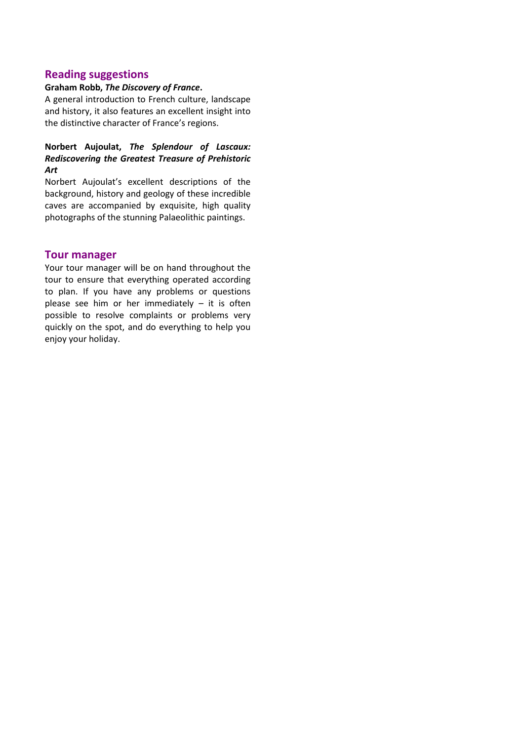## Reading suggestions

**Graham Robb, *The Discovery of France*.**

A general introduction to French culture, landscape and history, it also features an excellent insight into the distinctive character of France's regions.

**Norbert Aujoulat, *The Splendour of Lascaux: Rediscovering the Greatest Treasure of Prehistoric Art***

Norbert Aujoulat's excellent descriptions of the background, history and geology of these incredible caves are accompanied by exquisite, high quality photographs of the stunning Palaeolithic paintings.

## Tour manager

Your tour manager will be on hand throughout the tour to ensure that everything operated according to plan. If you have any problems or questions please see him or her immediately – it is often possible to resolve complaints or problems very quickly on the spot, and do everything to help you enjoy your holiday.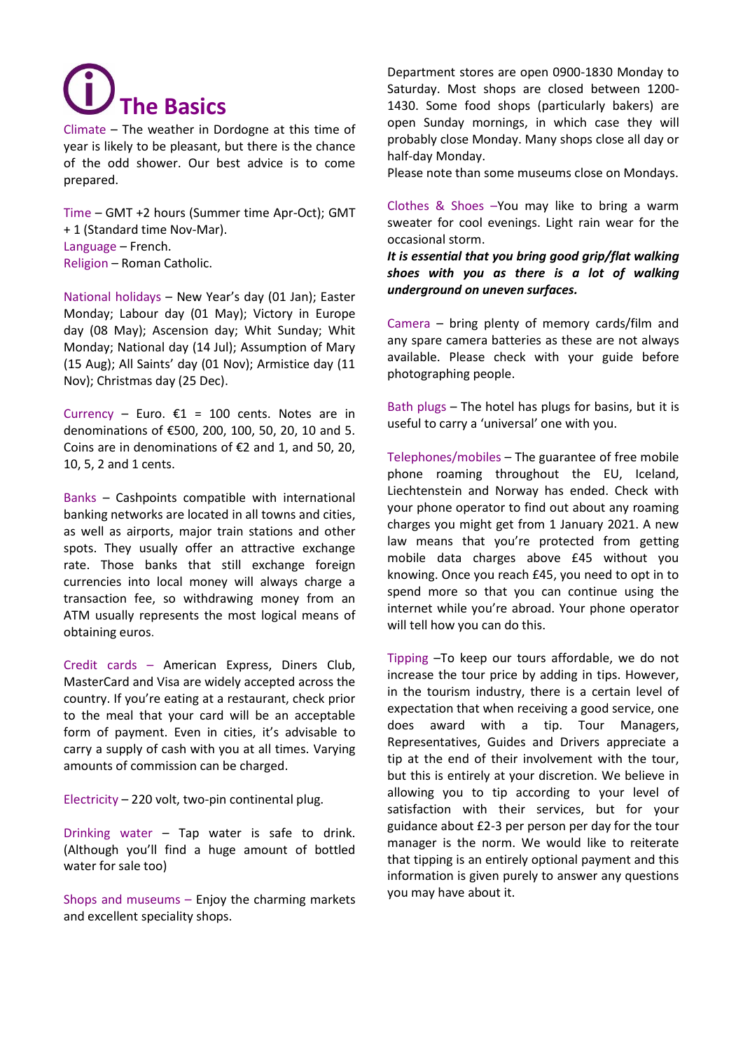# The Basics

Climate – The weather in Dordogne at this time of year is likely to be pleasant, but there is the chance of the odd shower. Our best advice is to come prepared.

Time – GMT +2 hours (Summer time Apr-Oct); GMT + 1 (Standard time Nov-Mar).
Language – French.
Religion – Roman Catholic.

National holidays – New Year's day (01 Jan); Easter Monday; Labour day (01 May); Victory in Europe day (08 May); Ascension day; Whit Sunday; Whit Monday; National day (14 Jul); Assumption of Mary (15 Aug); All Saints' day (01 Nov); Armistice day (11 Nov); Christmas day (25 Dec).

Currency – Euro. €1 = 100 cents. Notes are in denominations of €500, 200, 100, 50, 20, 10 and 5. Coins are in denominations of €2 and 1, and 50, 20, 10, 5, 2 and 1 cents.

Banks – Cashpoints compatible with international banking networks are located in all towns and cities, as well as airports, major train stations and other spots. They usually offer an attractive exchange rate. Those banks that still exchange foreign currencies into local money will always charge a transaction fee, so withdrawing money from an ATM usually represents the most logical means of obtaining euros.

Credit cards – American Express, Diners Club, MasterCard and Visa are widely accepted across the country. If you're eating at a restaurant, check prior to the meal that your card will be an acceptable form of payment. Even in cities, it's advisable to carry a supply of cash with you at all times. Varying amounts of commission can be charged.

Electricity – 220 volt, two-pin continental plug.

Drinking water – Tap water is safe to drink. (Although you'll find a huge amount of bottled water for sale too)

Shops and museums – Enjoy the charming markets and excellent speciality shops.

Department stores are open 0900-1830 Monday to Saturday. Most shops are closed between 1200-1430. Some food shops (particularly bakers) are open Sunday mornings, in which case they will probably close Monday. Many shops close all day or half-day Monday.
Please note than some museums close on Mondays.

Clothes & Shoes –You may like to bring a warm sweater for cool evenings. Light rain wear for the occasional storm.
***It is essential that you bring good grip/flat walking shoes with you as there is a lot of walking underground on uneven surfaces.***

Camera – bring plenty of memory cards/film and any spare camera batteries as these are not always available. Please check with your guide before photographing people.

Bath plugs – The hotel has plugs for basins, but it is useful to carry a 'universal' one with you.

Telephones/mobiles – The guarantee of free mobile phone roaming throughout the EU, Iceland, Liechtenstein and Norway has ended. Check with your phone operator to find out about any roaming charges you might get from 1 January 2021. A new law means that you're protected from getting mobile data charges above £45 without you knowing. Once you reach £45, you need to opt in to spend more so that you can continue using the internet while you're abroad. Your phone operator will tell how you can do this.

Tipping –To keep our tours affordable, we do not increase the tour price by adding in tips. However, in the tourism industry, there is a certain level of expectation that when receiving a good service, one does award with a tip. Tour Managers, Representatives, Guides and Drivers appreciate a tip at the end of their involvement with the tour, but this is entirely at your discretion. We believe in allowing you to tip according to your level of satisfaction with their services, but for your guidance about £2-3 per person per day for the tour manager is the norm. We would like to reiterate that tipping is an entirely optional payment and this information is given purely to answer any questions you may have about it.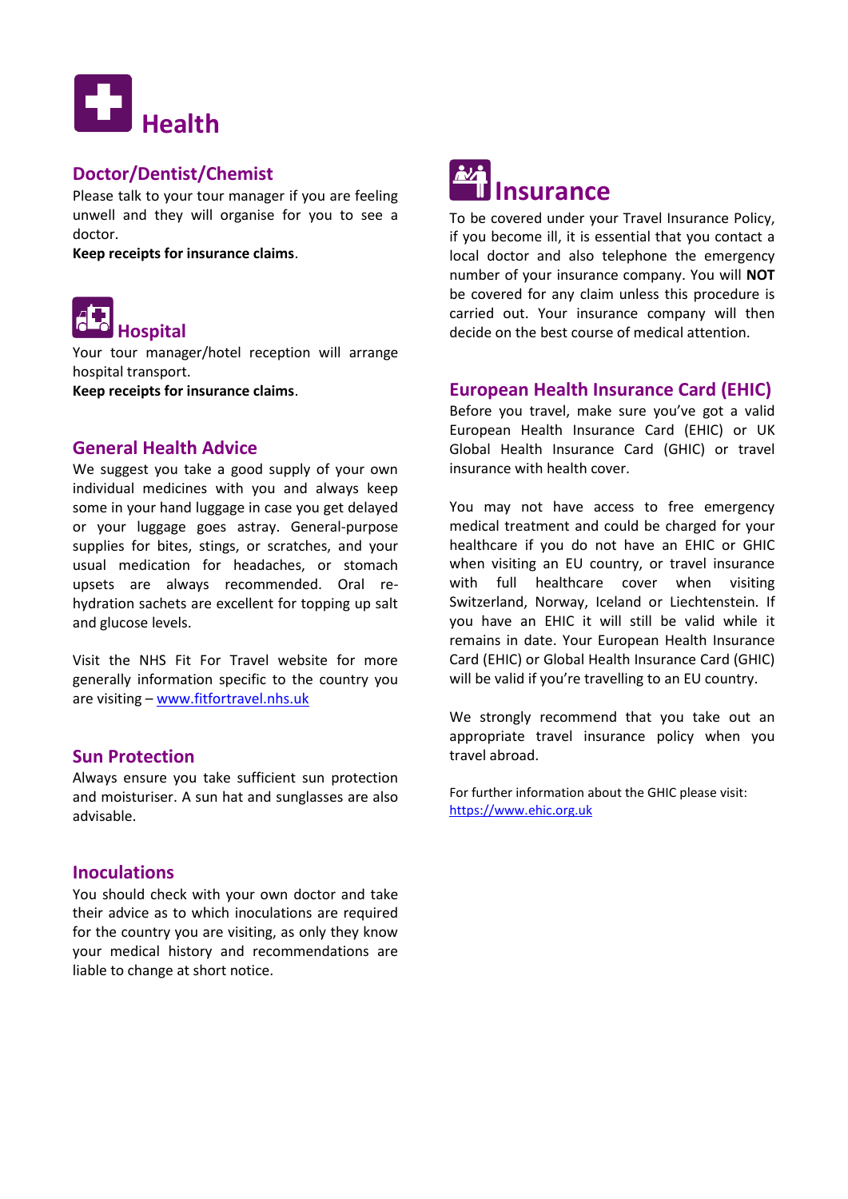# Health

## Doctor/Dentist/Chemist

Please talk to your tour manager if you are feeling unwell and they will organise for you to see a doctor.

**Keep receipts for insurance claims**.

## Hospital

Your tour manager/hotel reception will arrange hospital transport.

**Keep receipts for insurance claims**.

## General Health Advice

We suggest you take a good supply of your own individual medicines with you and always keep some in your hand luggage in case you get delayed or your luggage goes astray. General-purpose supplies for bites, stings, or scratches, and your usual medication for headaches, or stomach upsets are always recommended. Oral re-hydration sachets are excellent for topping up salt and glucose levels.

Visit the NHS Fit For Travel website for more generally information specific to the country you are visiting – [www.fitfortravel.nhs.uk](http://www.fitfortravel.nhs.uk)

## Sun Protection

Always ensure you take sufficient sun protection and moisturiser. A sun hat and sunglasses are also advisable.

## Inoculations

You should check with your own doctor and take their advice as to which inoculations are required for the country you are visiting, as only they know your medical history and recommendations are liable to change at short notice.

# Insurance

To be covered under your Travel Insurance Policy, if you become ill, it is essential that you contact a local doctor and also telephone the emergency number of your insurance company. You will **NOT** be covered for any claim unless this procedure is carried out. Your insurance company will then decide on the best course of medical attention.

## European Health Insurance Card (EHIC)

Before you travel, make sure you've got a valid European Health Insurance Card (EHIC) or UK Global Health Insurance Card (GHIC) or travel insurance with health cover.

You may not have access to free emergency medical treatment and could be charged for your healthcare if you do not have an EHIC or GHIC when visiting an EU country, or travel insurance with full healthcare cover when visiting Switzerland, Norway, Iceland or Liechtenstein. If you have an EHIC it will still be valid while it remains in date. Your European Health Insurance Card (EHIC) or Global Health Insurance Card (GHIC) will be valid if you're travelling to an EU country.

We strongly recommend that you take out an appropriate travel insurance policy when you travel abroad.

For further information about the GHIC please visit: [https://www.ehic.org.uk](https://www.ehic.org.uk)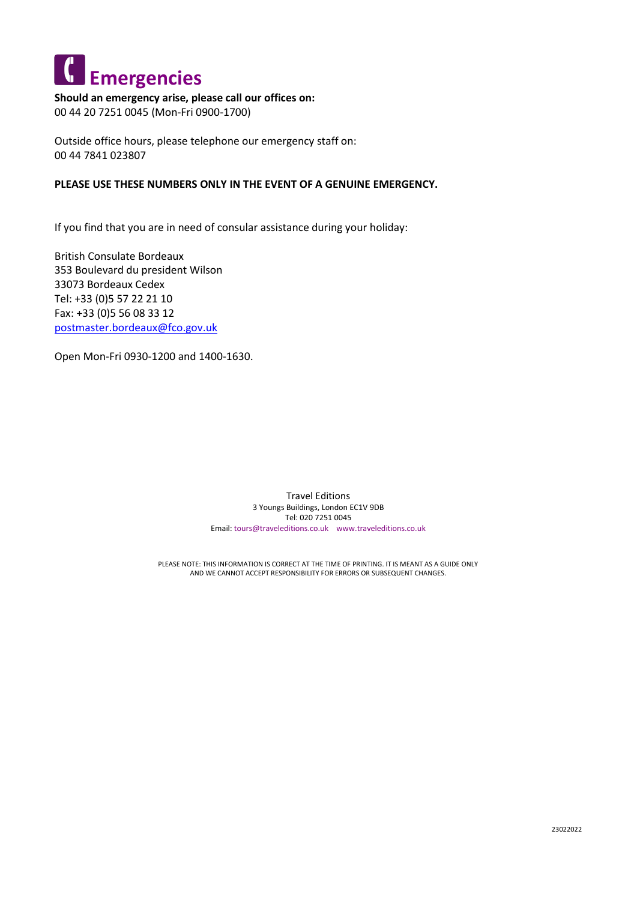# Emergencies

**Should an emergency arise, please call our offices on:**
00 44 20 7251 0045 (Mon-Fri 0900-1700)

Outside office hours, please telephone our emergency staff on:
00 44 7841 023807

**PLEASE USE THESE NUMBERS ONLY IN THE EVENT OF A GENUINE EMERGENCY.**

If you find that you are in need of consular assistance during your holiday:

British Consulate Bordeaux
353 Boulevard du president Wilson
33073 Bordeaux Cedex
Tel: +33 (0)5 57 22 21 10
Fax: +33 (0)5 56 08 33 12
postmaster.bordeaux@fco.gov.uk

Open Mon-Fri 0930-1200 and 1400-1630.

Travel Editions
3 Youngs Buildings, London EC1V 9DB
Tel: 020 7251 0045
Email: tours@traveleditions.co.uk www.traveleditions.co.uk

PLEASE NOTE: THIS INFORMATION IS CORRECT AT THE TIME OF PRINTING. IT IS MEANT AS A GUIDE ONLY AND WE CANNOT ACCEPT RESPONSIBILITY FOR ERRORS OR SUBSEQUENT CHANGES.

23022022